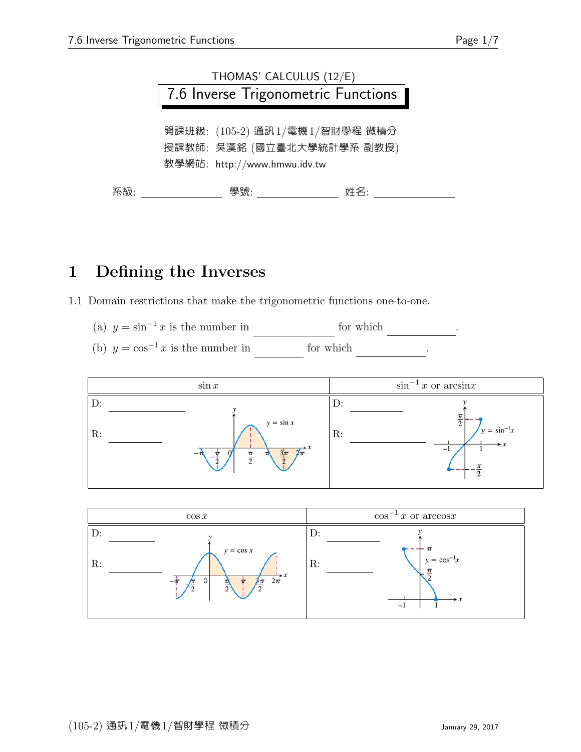THOMAS' CALCULUS (12/E)

# 7.6 Inverse Trigonometric Functions

開課班級: (105-2) 通訊1/電機1/智財學程 微積分

授課教師: 吳漢銘 (國立臺北大學統計學系 副教授)

教學網站: http://www.hmwu.idv.tw

系級: \_\_\_\_\_\_\_\_\_\_ 學號: \_\_\_\_\_\_\_\_\_\_ 姓名: \_\_\_\_\_\_\_\_\_\_

## 1 Defining the Inverses

1.1 Domain restrictions that make the trigonometric functions one-to-one.

(a) $y = \sin^{-1} x$ is the number in \_\_\_\_\_\_\_\_\_\_ for which \_\_\_\_\_\_\_\_\_\_.

(b) $y = \cos^{-1} x$ is the number in \_\_\_\_\_\_\_\_ for which \_\_\_\_\_\_\_\_\_\_.

| $\sin x$ | $\sin^{-1} x$ or $\arcsin x$ |
|---|---|
| D: \_\_\_\_\_\_\_\_\_\_ R: \_\_\_\_\_\_\_\_ | D: \_\_\_\_\_\_\_\_ R: \_\_\_\_\_\_\_\_\_\_ |

| $\cos x$ | $\cos^{-1} x$ or $\arccos x$ |
|---|---|
| D: \_\_\_\_\_\_\_\_ R: \_\_\_\_\_\_\_\_ | D: \_\_\_\_\_\_\_\_ R: \_\_\_\_\_\_\_\_ |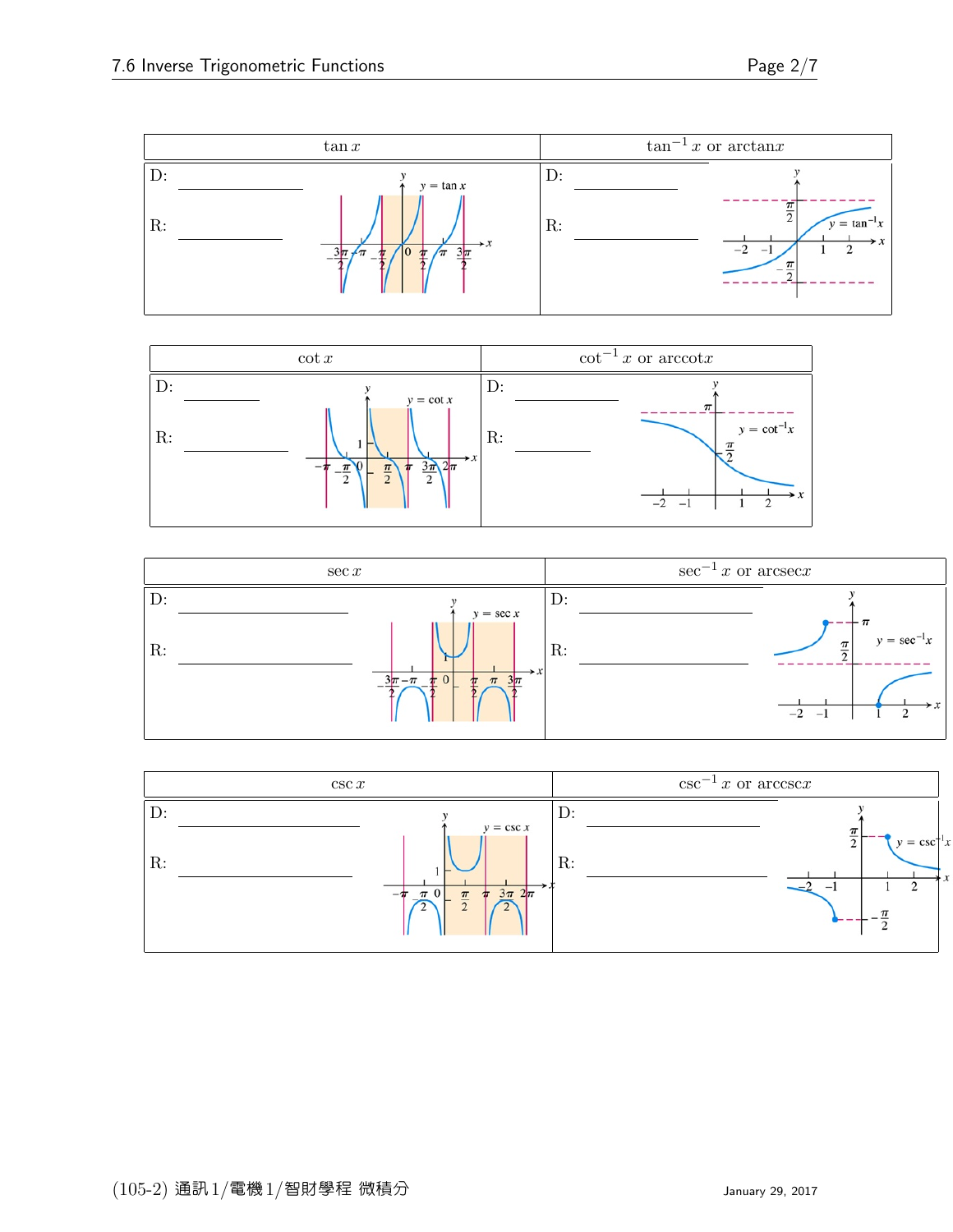| $\tan x$ | $\tan^{-1} x$ or $\arctan x$ |
| --- | --- |
| D: ____________ <br> R: ____________ | D: ____________ <br> R: ____________ |

| $\cot x$ | $\cot^{-1} x$ or $\operatorname{arccot} x$ |
| --- | --- |
| D: ____________ <br> R: ____________ | D: ____________ <br> R: ____________ |

| $\sec x$ | $\sec^{-1} x$ or $\operatorname{arcsec} x$ |
| --- | --- |
| D: ____________ <br> R: ____________ | D: ____________ <br> R: ____________ |

| $\csc x$ | $\csc^{-1} x$ or $\operatorname{arccsc} x$ |
| --- | --- |
| D: ____________ <br> R: ____________ | D: ____________ <br> R: ____________ |

(105-2) 通訊1/電機1/智財學程 微積分 January 29, 2017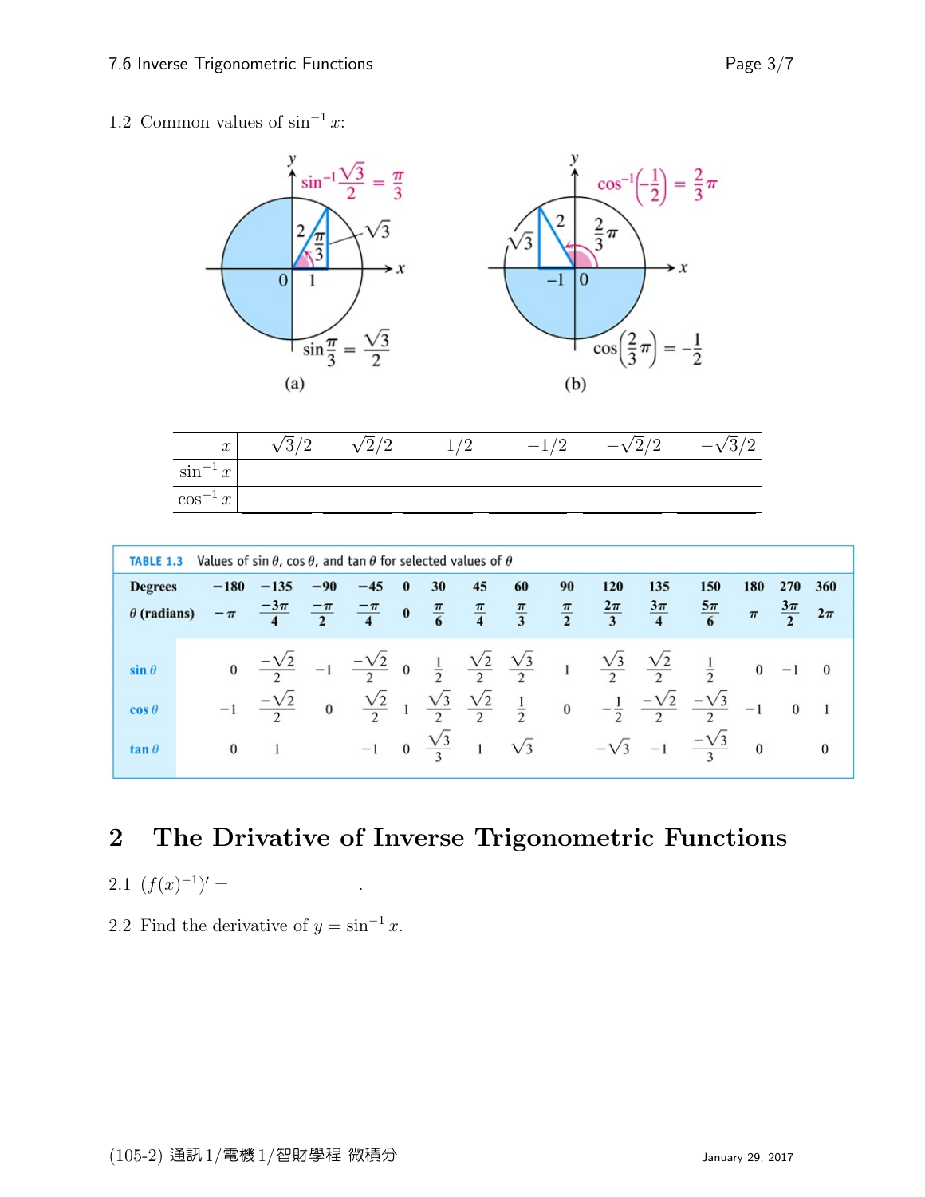1.2 Common values of $\sin^{-1} x$:

$\sin^{-1}\frac{\sqrt{3}}{2} = \frac{\pi}{3}$, $\sin\frac{\pi}{3} = \frac{\sqrt{3}}{2}$

(a)

$\cos^{-1}\left(-\frac{1}{2}\right) = \frac{2}{3}\pi$, $\cos\left(\frac{2}{3}\pi\right) = -\frac{1}{2}$

(b)

| $x$ | $\sqrt{3}/2$ | $\sqrt{2}/2$ | $1/2$ | $-1/2$ | $-\sqrt{2}/2$ | $-\sqrt{3}/2$ |
|---|---|---|---|---|---|---|
| $\sin^{-1} x$ | | | | | | |
| $\cos^{-1} x$ | | | | | | |

**TABLE 1.3** Values of $\sin\theta$, $\cos\theta$, and $\tan\theta$ for selected values of $\theta$

| Degrees | $-180$ | $-135$ | $-90$ | $-45$ | $0$ | $30$ | $45$ | $60$ | $90$ | $120$ | $135$ | $150$ | $180$ | $270$ | $360$ |
|---|---|---|---|---|---|---|---|---|---|---|---|---|---|---|---|
| $\theta$ (radians) | $-\pi$ | $\frac{-3\pi}{4}$ | $\frac{-\pi}{2}$ | $\frac{-\pi}{4}$ | $0$ | $\frac{\pi}{6}$ | $\frac{\pi}{4}$ | $\frac{\pi}{3}$ | $\frac{\pi}{2}$ | $\frac{2\pi}{3}$ | $\frac{3\pi}{4}$ | $\frac{5\pi}{6}$ | $\pi$ | $\frac{3\pi}{2}$ | $2\pi$ |
| $\sin\theta$ | $0$ | $\frac{-\sqrt{2}}{2}$ | $-1$ | $\frac{-\sqrt{2}}{2}$ | $0$ | $\frac{1}{2}$ | $\frac{\sqrt{2}}{2}$ | $\frac{\sqrt{3}}{2}$ | $1$ | $\frac{\sqrt{3}}{2}$ | $\frac{\sqrt{2}}{2}$ | $\frac{1}{2}$ | $0$ | $-1$ | $0$ |
| $\cos\theta$ | $-1$ | $\frac{-\sqrt{2}}{2}$ | $0$ | $\frac{\sqrt{2}}{2}$ | $1$ | $\frac{\sqrt{3}}{2}$ | $\frac{\sqrt{2}}{2}$ | $\frac{1}{2}$ | $0$ | $-\frac{1}{2}$ | $\frac{-\sqrt{2}}{2}$ | $\frac{-\sqrt{3}}{2}$ | $-1$ | $0$ | $1$ |
| $\tan\theta$ | $0$ | $1$ | | $-1$ | $0$ | $\frac{\sqrt{3}}{3}$ | $1$ | $\sqrt{3}$ | | $-\sqrt{3}$ | $-1$ | $\frac{-\sqrt{3}}{3}$ | $0$ | | $0$ |

# 2 The Drivative of Inverse Trigonometric Functions

2.1 $(f(x)^{-1})' =$ \_\_\_\_\_\_\_\_\_\_\_\_\_\_\_\_.

2.2 Find the derivative of $y = \sin^{-1} x$.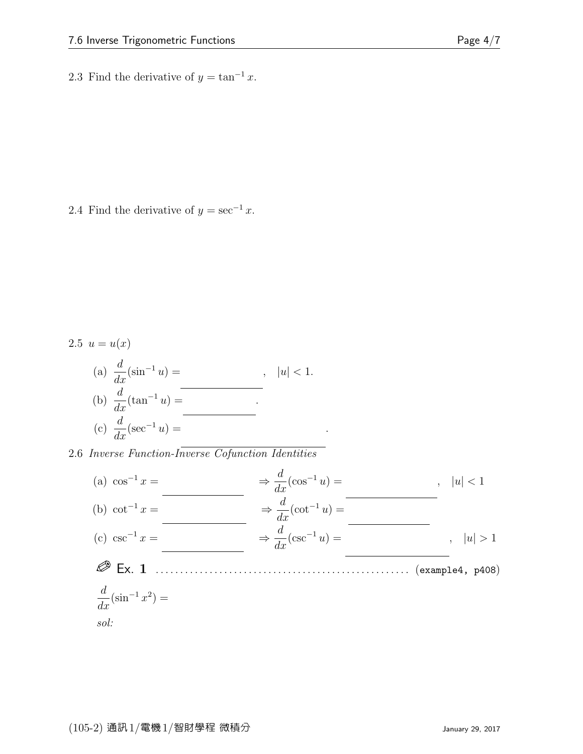2.3 Find the derivative of $y = \tan^{-1} x$.

2.4 Find the derivative of $y = \sec^{-1} x$.

2.5 $u = u(x)$

(a) $\dfrac{d}{dx}(\sin^{-1} u) =$ \_\_\_\_\_\_\_\_\_\_\_\_\_\_\_\_ , $|u| < 1$.

(b) $\dfrac{d}{dx}(\tan^{-1} u) =$ \_\_\_\_\_\_\_\_\_\_\_\_\_\_\_\_ .

(c) $\dfrac{d}{dx}(\sec^{-1} u) =$ \_\_\_\_\_\_\_\_\_\_\_\_\_\_\_\_\_\_\_\_\_\_\_\_ .

2.6 *Inverse Function-Inverse Cofunction Identities*

(a) $\cos^{-1} x =$ \_\_\_\_\_\_\_\_\_\_\_\_\_\_\_\_ $\Rightarrow \dfrac{d}{dx}(\cos^{-1} u) =$ \_\_\_\_\_\_\_\_\_\_\_\_\_\_\_\_ , $|u| < 1$

(b) $\cot^{-1} x =$ \_\_\_\_\_\_\_\_\_\_\_\_\_\_\_\_ $\Rightarrow \dfrac{d}{dx}(\cot^{-1} u) =$ \_\_\_\_\_\_\_\_\_\_\_\_\_\_\_\_

(c) $\csc^{-1} x =$ \_\_\_\_\_\_\_\_\_\_\_\_\_\_\_\_ $\Rightarrow \dfrac{d}{dx}(\csc^{-1} u) =$ \_\_\_\_\_\_\_\_\_\_\_\_\_\_\_\_ , $|u| > 1$

✎ **Ex. 1** .................................................... (example4, p408)

$\dfrac{d}{dx}(\sin^{-1} x^2) =$

*sol:*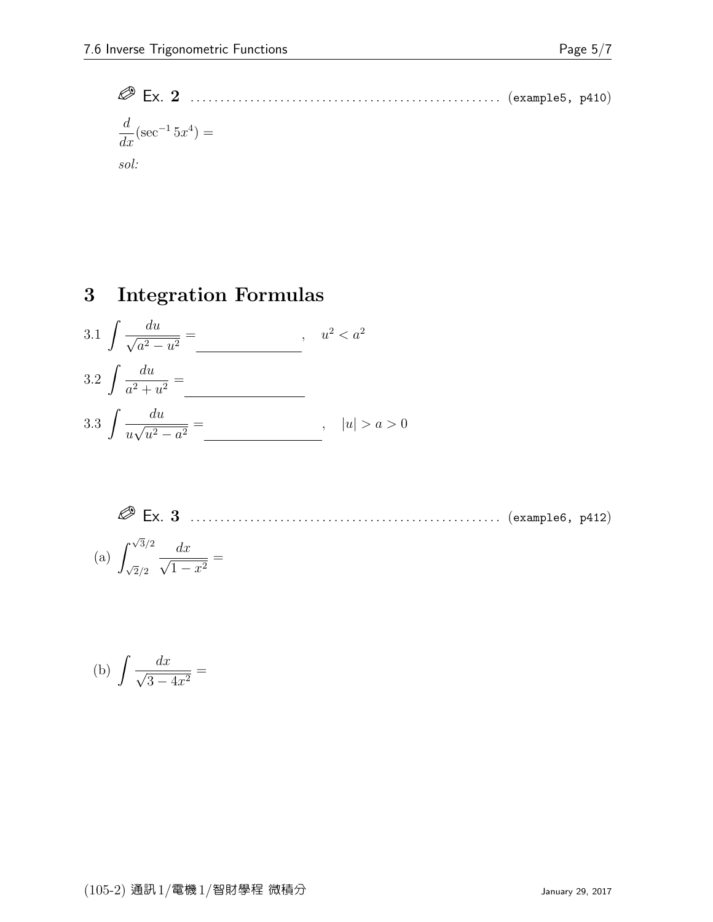✐ Ex. 2 .................................................. (example5, p410)

$\dfrac{d}{dx}(\sec^{-1} 5x^4) =$

*sol:*

# 3 Integration Formulas

3.1 $\displaystyle\int \frac{du}{\sqrt{a^2 - u^2}} =$ ______________ , $\quad u^2 < a^2$

3.2 $\displaystyle\int \frac{du}{a^2 + u^2} =$ ______________

3.3 $\displaystyle\int \frac{du}{u\sqrt{u^2 - a^2}} =$ ______________ , $\quad |u| > a > 0$

✐ Ex. 3 .................................................. (example6, p412)

(a) $\displaystyle\int_{\sqrt{2}/2}^{\sqrt{3}/2} \frac{dx}{\sqrt{1 - x^2}} =$

(b) $\displaystyle\int \frac{dx}{\sqrt{3 - 4x^2}} =$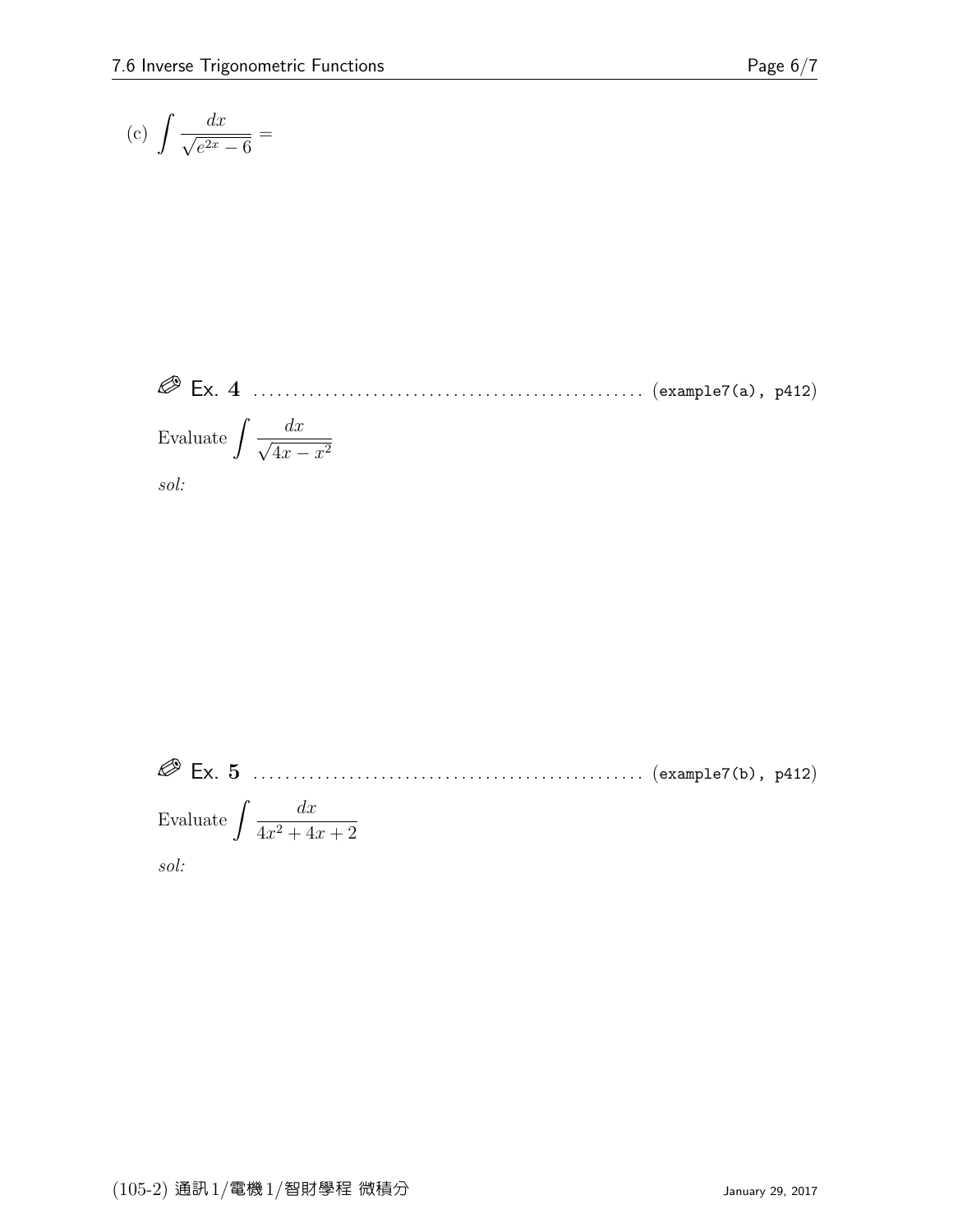(c) $\displaystyle\int \frac{dx}{\sqrt{e^{2x}-6}} =$

✎ **Ex. 4** ................................................ (example7(a), p412)

Evaluate $\displaystyle\int \frac{dx}{\sqrt{4x-x^2}}$

*sol:*

✎ **Ex. 5** ................................................ (example7(b), p412)

Evaluate $\displaystyle\int \frac{dx}{4x^2+4x+2}$

*sol:*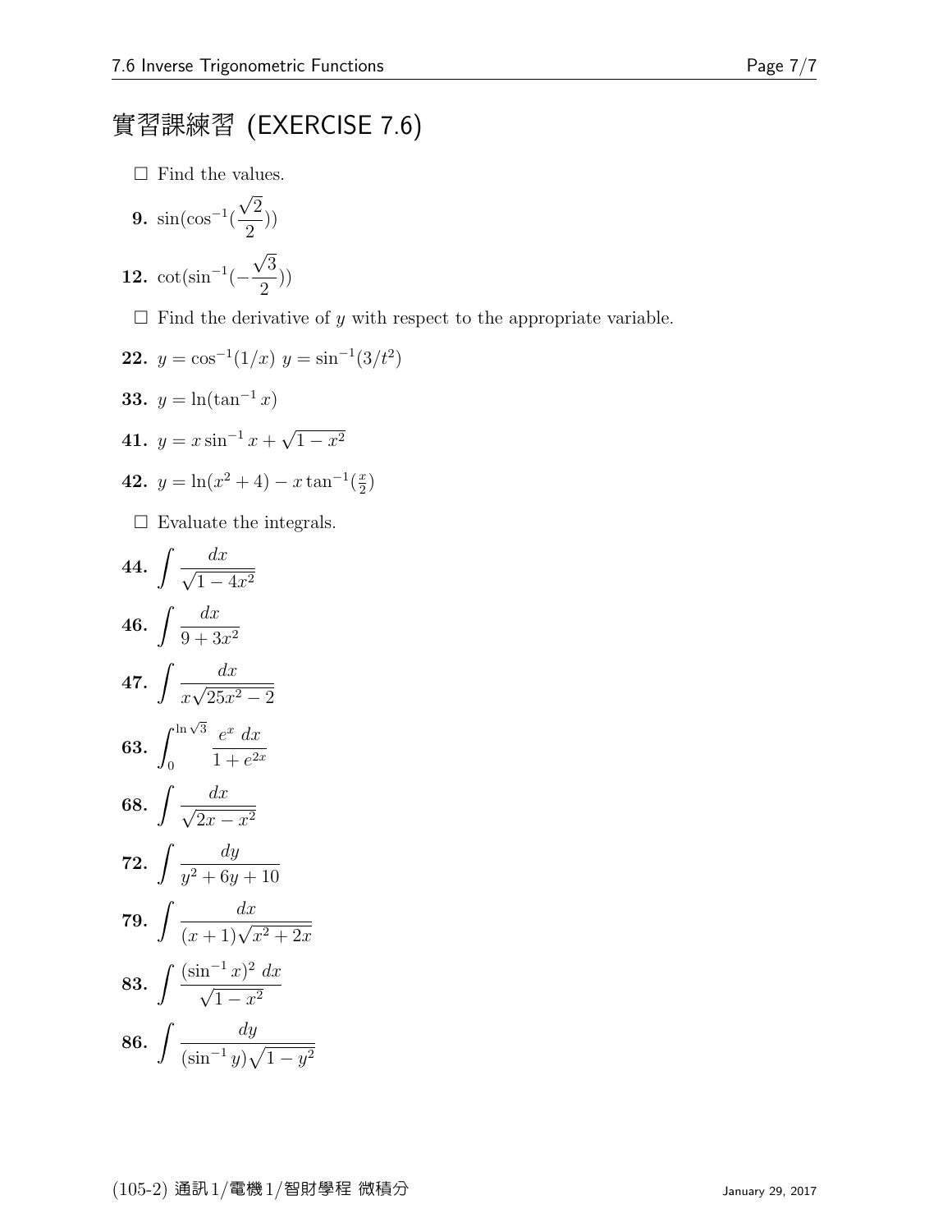## 實習課練習 (EXERCISE 7.6)

☐ Find the values.

**9.** $\sin(\cos^{-1}(\frac{\sqrt{2}}{2}))$

**12.** $\cot(\sin^{-1}(-\frac{\sqrt{3}}{2}))$

☐ Find the derivative of $y$ with respect to the appropriate variable.

**22.** $y = \cos^{-1}(1/x)$ $y = \sin^{-1}(3/t^2)$

**33.** $y = \ln(\tan^{-1} x)$

**41.** $y = x\sin^{-1} x + \sqrt{1-x^2}$

**42.** $y = \ln(x^2+4) - x\tan^{-1}(\frac{x}{2})$

☐ Evaluate the integrals.

**44.** $\displaystyle\int \frac{dx}{\sqrt{1-4x^2}}$

**46.** $\displaystyle\int \frac{dx}{9+3x^2}$

**47.** $\displaystyle\int \frac{dx}{x\sqrt{25x^2-2}}$

**63.** $\displaystyle\int_0^{\ln\sqrt{3}} \frac{e^x\ dx}{1+e^{2x}}$

**68.** $\displaystyle\int \frac{dx}{\sqrt{2x-x^2}}$

**72.** $\displaystyle\int \frac{dy}{y^2+6y+10}$

**79.** $\displaystyle\int \frac{dx}{(x+1)\sqrt{x^2+2x}}$

**83.** $\displaystyle\int \frac{(\sin^{-1} x)^2\ dx}{\sqrt{1-x^2}}$

**86.** $\displaystyle\int \frac{dy}{(\sin^{-1} y)\sqrt{1-y^2}}$